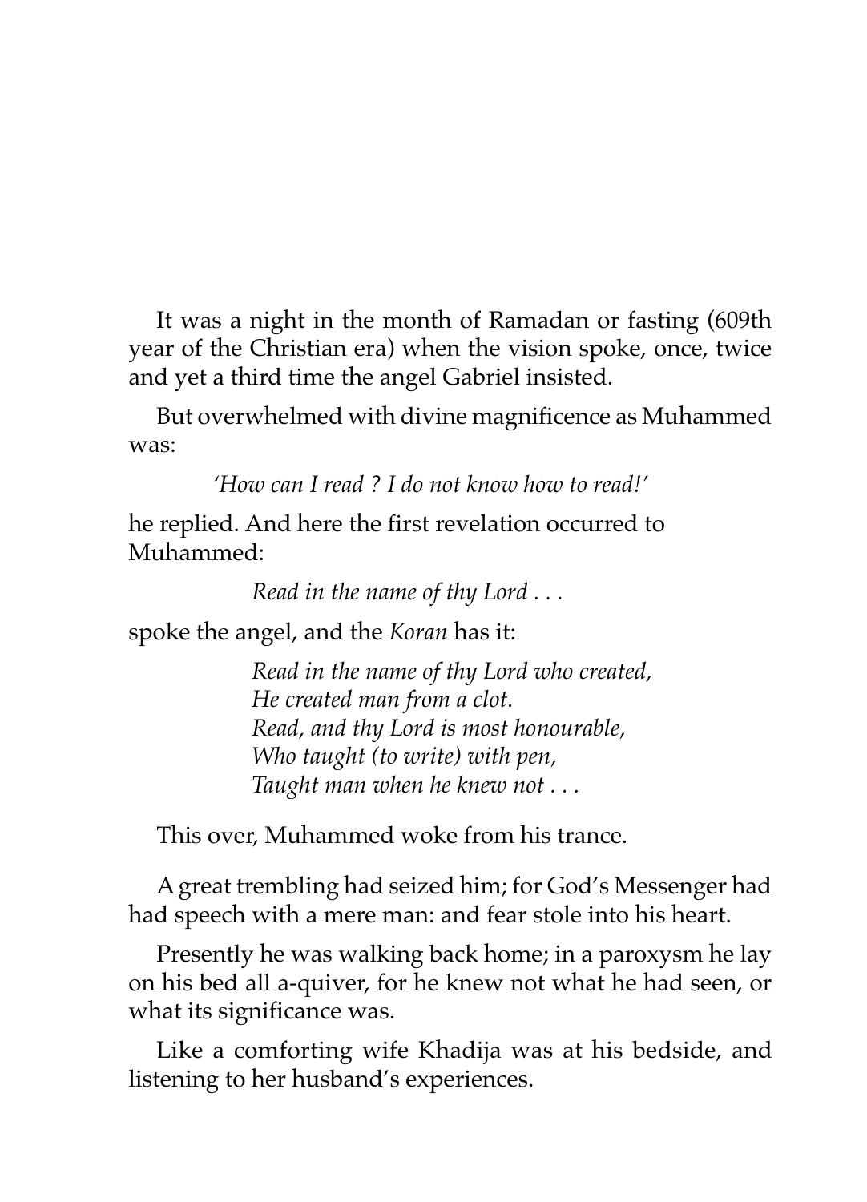It was a night in the month of Ramadan or fasting (609th year of the Christian era) when the vision spoke, once, twice and yet a third time the angel Gabriel insisted.

But overwhelmed with divine magnificence as Muhammed was:

> *'How can I read ? I do not know how to read!'*

he replied. And here the first revelation occurred to Muhammed:

> *Read in the name of thy Lord . . .*

spoke the angel, and the *Koran* has it:

> *Read in the name of thy Lord who created,*
> *He created man from a clot.*
> *Read, and thy Lord is most honourable,*
> *Who taught (to write) with pen,*
> *Taught man when he knew not . . .*

This over, Muhammed woke from his trance.

A great trembling had seized him; for God's Messenger had had speech with a mere man: and fear stole into his heart.

Presently he was walking back home; in a paroxysm he lay on his bed all a-quiver, for he knew not what he had seen, or what its significance was.

Like a comforting wife Khadija was at his bedside, and listening to her husband's experiences.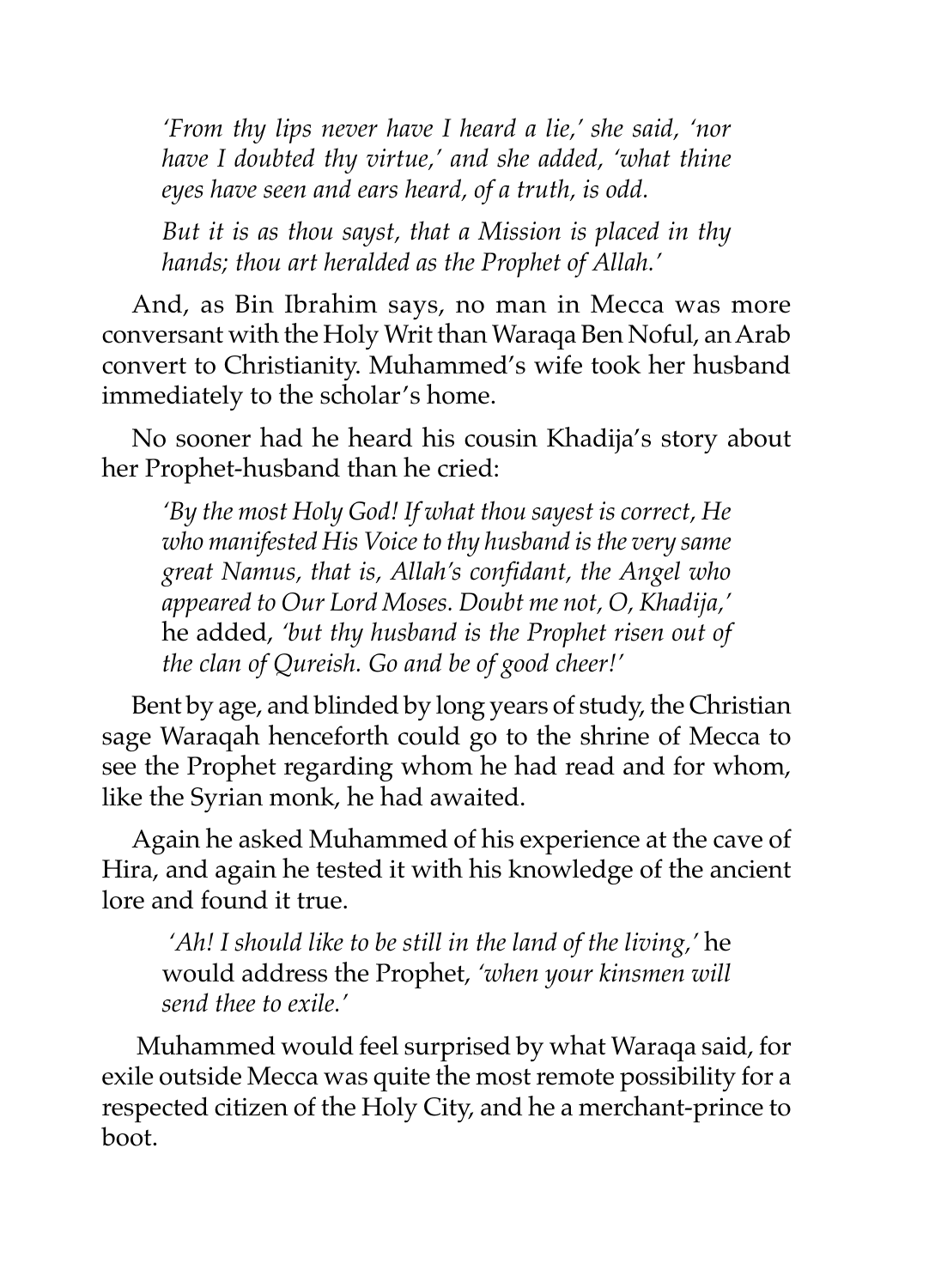> *'From thy lips never have I heard a lie,' she said, 'nor have I doubted thy virtue,' and she added, 'what thine eyes have seen and ears heard, of a truth, is odd.*
>
> *But it is as thou sayst, that a Mission is placed in thy hands; thou art heralded as the Prophet of Allah.'*

And, as Bin Ibrahim says, no man in Mecca was more conversant with the Holy Writ than Waraqa Ben Noful, an Arab convert to Christianity. Muhammed's wife took her husband immediately to the scholar's home.

No sooner had he heard his cousin Khadija's story about her Prophet-husband than he cried:

> *'By the most Holy God! If what thou sayest is correct, He who manifested His Voice to thy husband is the very same great Namus, that is, Allah's confidant, the Angel who appeared to Our Lord Moses. Doubt me not, O, Khadija,'* he added, *'but thy husband is the Prophet risen out of the clan of Qureish. Go and be of good cheer!'*

Bent by age, and blinded by long years of study, the Christian sage Waraqah henceforth could go to the shrine of Mecca to see the Prophet regarding whom he had read and for whom, like the Syrian monk, he had awaited.

Again he asked Muhammed of his experience at the cave of Hira, and again he tested it with his knowledge of the ancient lore and found it true.

> *'Ah! I should like to be still in the land of the living,'* he would address the Prophet, *'when your kinsmen will send thee to exile.'*

Muhammed would feel surprised by what Waraqa said, for exile outside Mecca was quite the most remote possibility for a respected citizen of the Holy City, and he a merchant-prince to boot.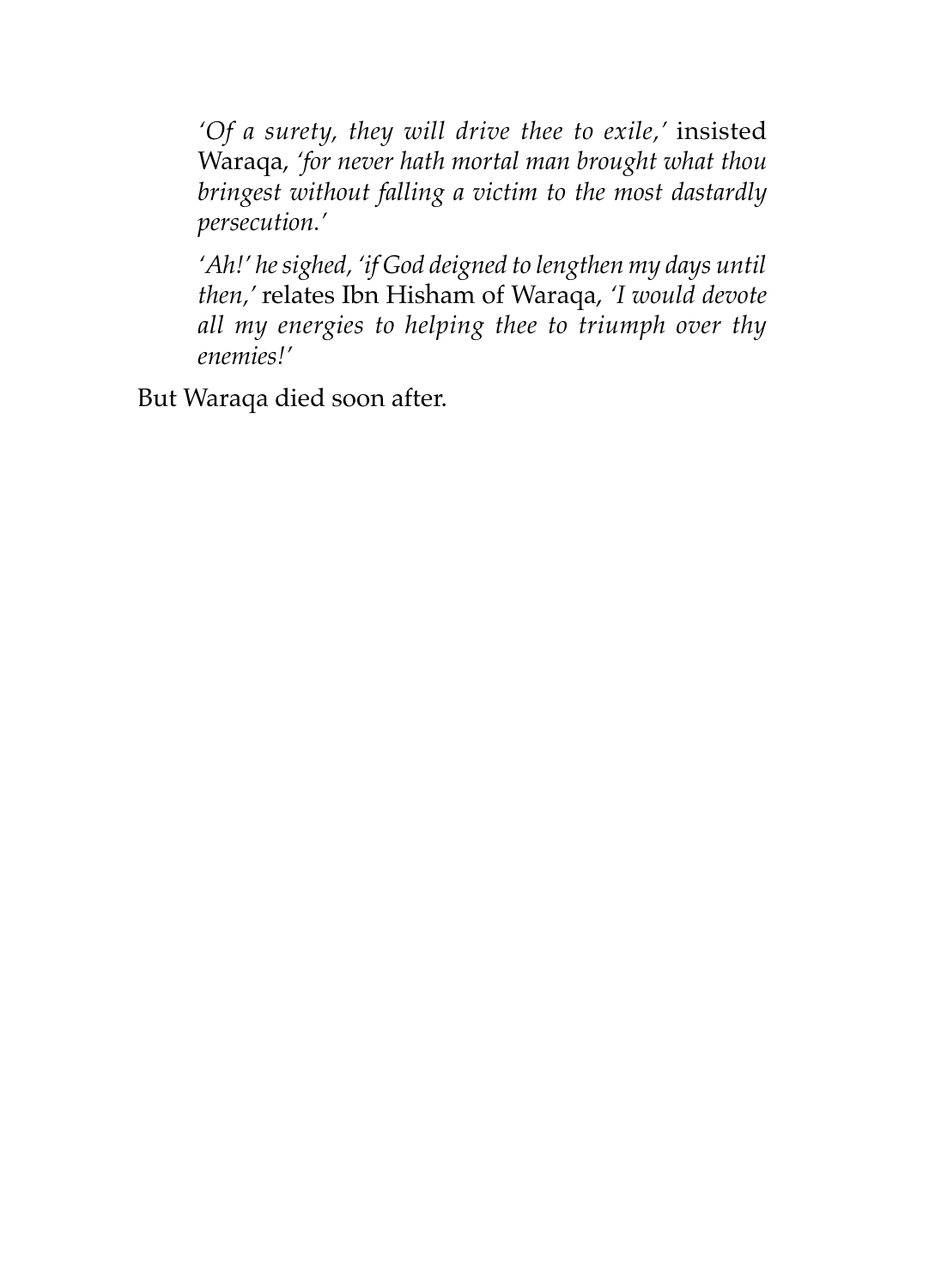> *'Of a surety, they will drive thee to exile,'* insisted Waraqa, *'for never hath mortal man brought what thou bringest without falling a victim to the most dastardly persecution.'*
>
> *'Ah!' he sighed, 'if God deigned to lengthen my days until then,'* relates Ibn Hisham of Waraqa, *'I would devote all my energies to helping thee to triumph over thy enemies!'*

But Waraqa died soon after.